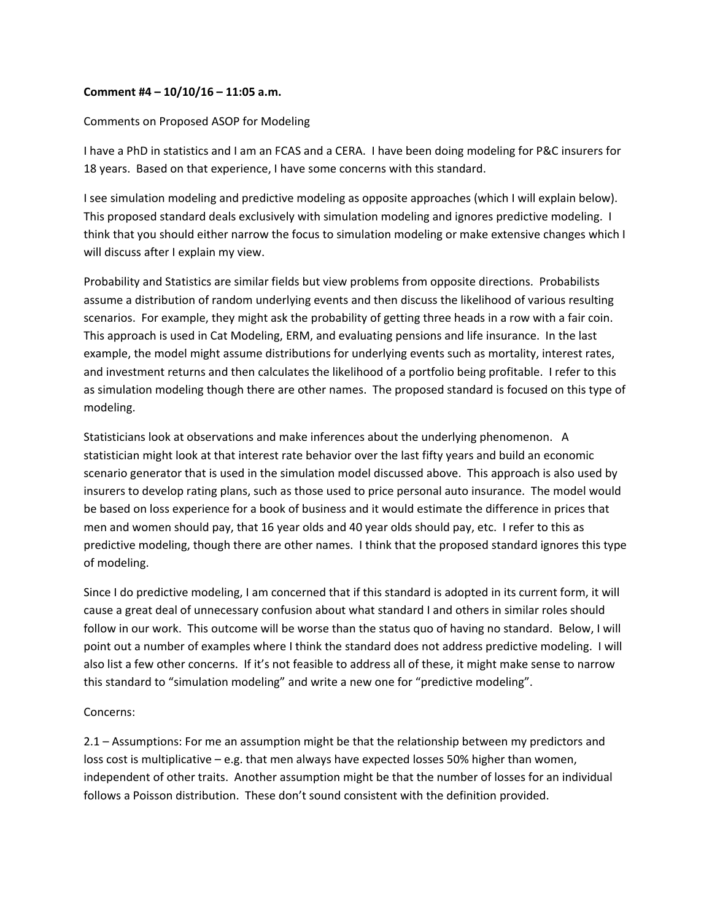**Comment #4 – 10/10/16 – 11:05 a.m.**

Comments on Proposed ASOP for Modeling

I have a PhD in statistics and I am an FCAS and a CERA. I have been doing modeling for P&C insurers for 18 years. Based on that experience, I have some concerns with this standard.

I see simulation modeling and predictive modeling as opposite approaches (which I will explain below). This proposed standard deals exclusively with simulation modeling and ignores predictive modeling. I think that you should either narrow the focus to simulation modeling or make extensive changes which I will discuss after I explain my view.

Probability and Statistics are similar fields but view problems from opposite directions. Probabilists assume a distribution of random underlying events and then discuss the likelihood of various resulting scenarios. For example, they might ask the probability of getting three heads in a row with a fair coin. This approach is used in Cat Modeling, ERM, and evaluating pensions and life insurance. In the last example, the model might assume distributions for underlying events such as mortality, interest rates, and investment returns and then calculates the likelihood of a portfolio being profitable. I refer to this as simulation modeling though there are other names. The proposed standard is focused on this type of modeling.

Statisticians look at observations and make inferences about the underlying phenomenon. A statistician might look at that interest rate behavior over the last fifty years and build an economic scenario generator that is used in the simulation model discussed above. This approach is also used by insurers to develop rating plans, such as those used to price personal auto insurance. The model would be based on loss experience for a book of business and it would estimate the difference in prices that men and women should pay, that 16 year olds and 40 year olds should pay, etc. I refer to this as predictive modeling, though there are other names. I think that the proposed standard ignores this type of modeling.

Since I do predictive modeling, I am concerned that if this standard is adopted in its current form, it will cause a great deal of unnecessary confusion about what standard I and others in similar roles should follow in our work. This outcome will be worse than the status quo of having no standard. Below, I will point out a number of examples where I think the standard does not address predictive modeling. I will also list a few other concerns. If it's not feasible to address all of these, it might make sense to narrow this standard to "simulation modeling" and write a new one for "predictive modeling".

Concerns:

2.1 – Assumptions: For me an assumption might be that the relationship between my predictors and loss cost is multiplicative – e.g. that men always have expected losses 50% higher than women, independent of other traits. Another assumption might be that the number of losses for an individual follows a Poisson distribution. These don't sound consistent with the definition provided.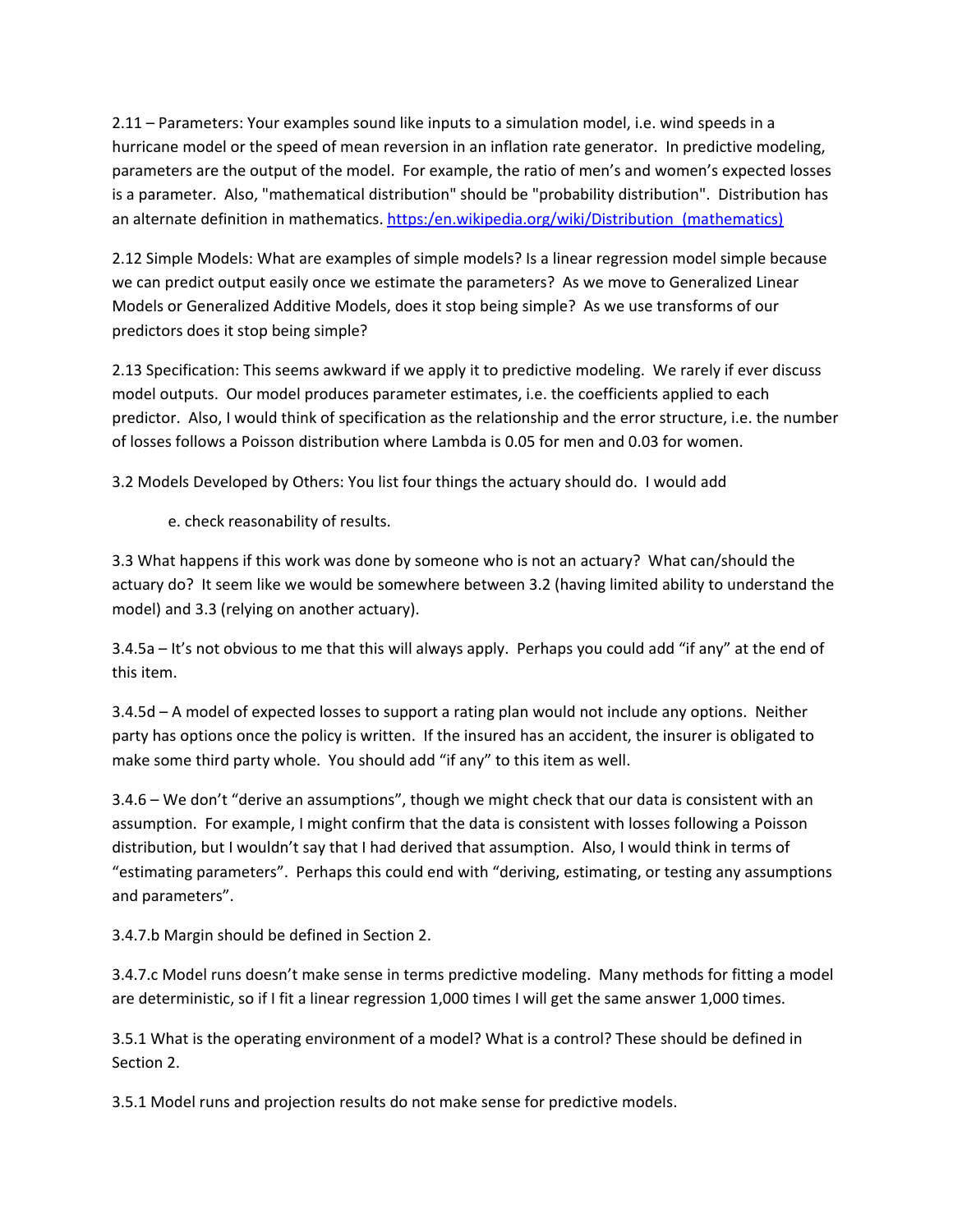2.11 – Parameters: Your examples sound like inputs to a simulation model, i.e. wind speeds in a hurricane model or the speed of mean reversion in an inflation rate generator. In predictive modeling, parameters are the output of the model. For example, the ratio of men's and women's expected losses is a parameter. Also, "mathematical distribution" should be "probability distribution". Distribution has an alternate definition in mathematics. https:/en.wikipedia.org/wiki/Distribution_(mathematics)

2.12 Simple Models: What are examples of simple models? Is a linear regression model simple because we can predict output easily once we estimate the parameters? As we move to Generalized Linear Models or Generalized Additive Models, does it stop being simple? As we use transforms of our predictors does it stop being simple?

2.13 Specification: This seems awkward if we apply it to predictive modeling. We rarely if ever discuss model outputs. Our model produces parameter estimates, i.e. the coefficients applied to each predictor. Also, I would think of specification as the relationship and the error structure, i.e. the number of losses follows a Poisson distribution where Lambda is 0.05 for men and 0.03 for women.

3.2 Models Developed by Others: You list four things the actuary should do. I would add

e. check reasonability of results.

3.3 What happens if this work was done by someone who is not an actuary? What can/should the actuary do? It seem like we would be somewhere between 3.2 (having limited ability to understand the model) and 3.3 (relying on another actuary).

3.4.5a – It's not obvious to me that this will always apply. Perhaps you could add "if any" at the end of this item.

3.4.5d – A model of expected losses to support a rating plan would not include any options. Neither party has options once the policy is written. If the insured has an accident, the insurer is obligated to make some third party whole. You should add "if any" to this item as well.

3.4.6 – We don't "derive an assumptions", though we might check that our data is consistent with an assumption. For example, I might confirm that the data is consistent with losses following a Poisson distribution, but I wouldn't say that I had derived that assumption. Also, I would think in terms of "estimating parameters". Perhaps this could end with "deriving, estimating, or testing any assumptions and parameters".

3.4.7.b Margin should be defined in Section 2.

3.4.7.c Model runs doesn't make sense in terms predictive modeling. Many methods for fitting a model are deterministic, so if I fit a linear regression 1,000 times I will get the same answer 1,000 times.

3.5.1 What is the operating environment of a model? What is a control? These should be defined in Section 2.

3.5.1 Model runs and projection results do not make sense for predictive models.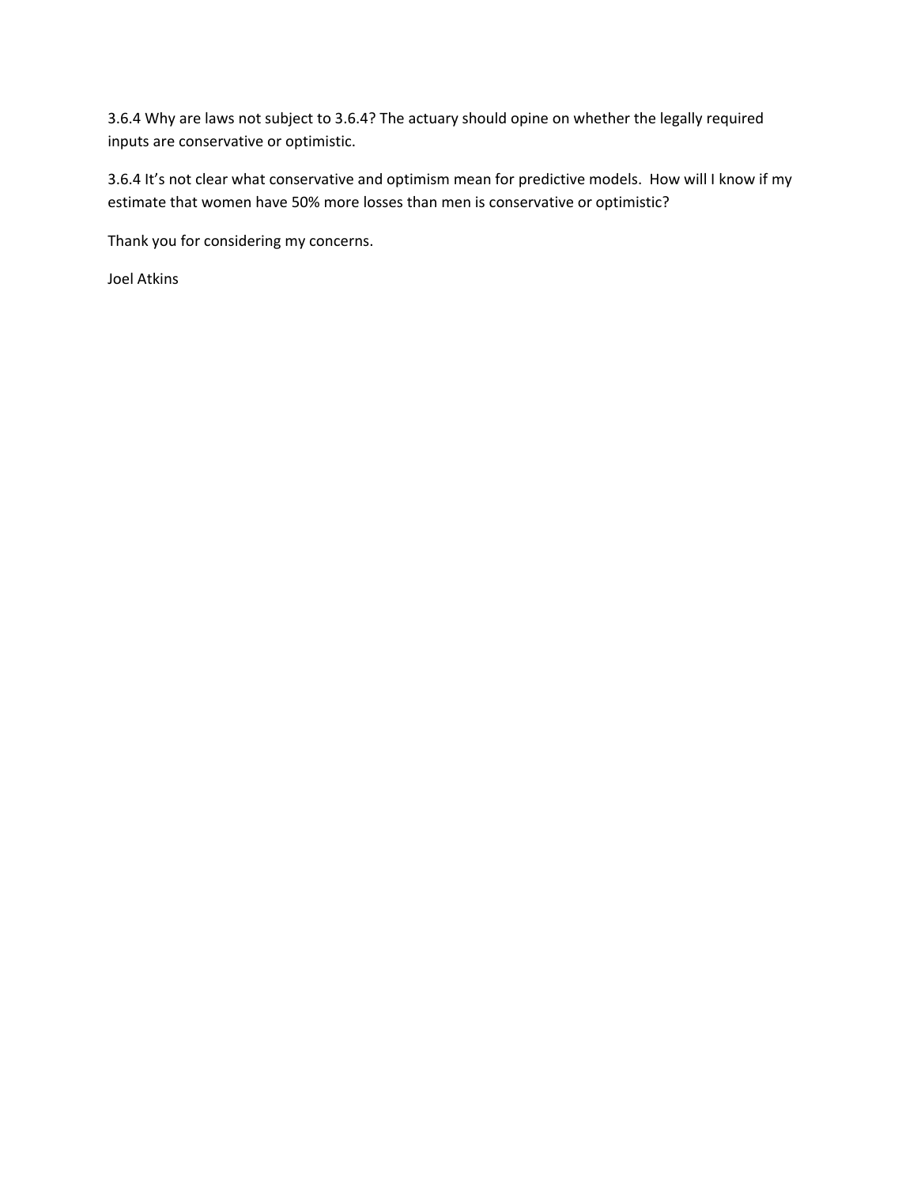3.6.4 Why are laws not subject to 3.6.4? The actuary should opine on whether the legally required inputs are conservative or optimistic.

3.6.4 It's not clear what conservative and optimism mean for predictive models. How will I know if my estimate that women have 50% more losses than men is conservative or optimistic?

Thank you for considering my concerns.

Joel Atkins